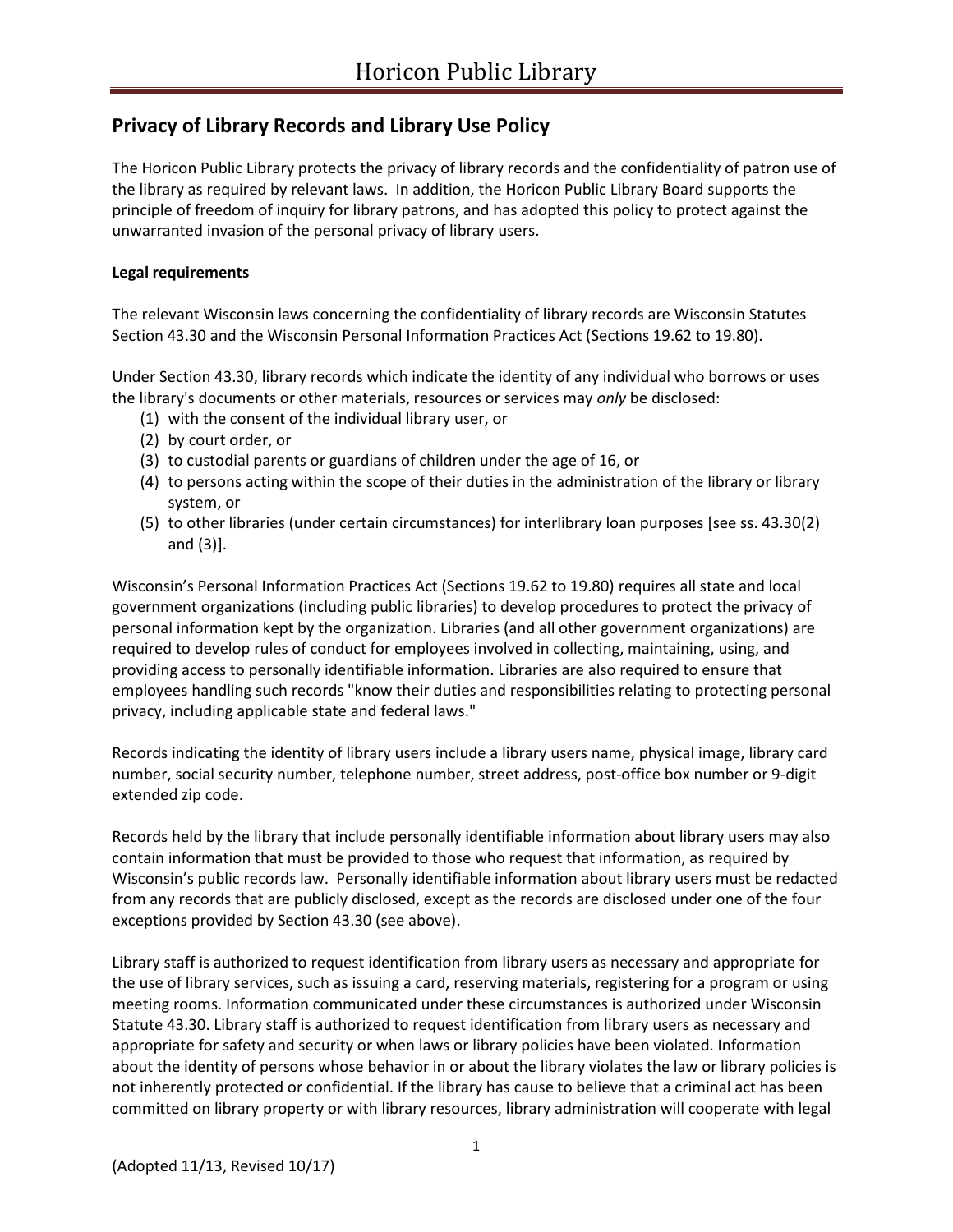# Horicon Public Library

## Privacy of Library Records and Library Use Policy

The Horicon Public Library protects the privacy of library records and the confidentiality of patron use of the library as required by relevant laws. In addition, the Horicon Public Library Board supports the principle of freedom of inquiry for library patrons, and has adopted this policy to protect against the unwarranted invasion of the personal privacy of library users.

**Legal requirements**

The relevant Wisconsin laws concerning the confidentiality of library records are Wisconsin Statutes Section 43.30 and the Wisconsin Personal Information Practices Act (Sections 19.62 to 19.80).

Under Section 43.30, library records which indicate the identity of any individual who borrows or uses the library's documents or other materials, resources or services may *only* be disclosed:

1. with the consent of the individual library user, or
2. by court order, or
3. to custodial parents or guardians of children under the age of 16, or
4. to persons acting within the scope of their duties in the administration of the library or library system, or
5. to other libraries (under certain circumstances) for interlibrary loan purposes [see ss. 43.30(2) and (3)].

Wisconsin's Personal Information Practices Act (Sections 19.62 to 19.80) requires all state and local government organizations (including public libraries) to develop procedures to protect the privacy of personal information kept by the organization. Libraries (and all other government organizations) are required to develop rules of conduct for employees involved in collecting, maintaining, using, and providing access to personally identifiable information. Libraries are also required to ensure that employees handling such records "know their duties and responsibilities relating to protecting personal privacy, including applicable state and federal laws."

Records indicating the identity of library users include a library users name, physical image, library card number, social security number, telephone number, street address, post-office box number or 9-digit extended zip code.

Records held by the library that include personally identifiable information about library users may also contain information that must be provided to those who request that information, as required by Wisconsin's public records law. Personally identifiable information about library users must be redacted from any records that are publicly disclosed, except as the records are disclosed under one of the four exceptions provided by Section 43.30 (see above).

Library staff is authorized to request identification from library users as necessary and appropriate for the use of library services, such as issuing a card, reserving materials, registering for a program or using meeting rooms. Information communicated under these circumstances is authorized under Wisconsin Statute 43.30. Library staff is authorized to request identification from library users as necessary and appropriate for safety and security or when laws or library policies have been violated. Information about the identity of persons whose behavior in or about the library violates the law or library policies is not inherently protected or confidential. If the library has cause to believe that a criminal act has been committed on library property or with library resources, library administration will cooperate with legal

(Adopted 11/13, Revised 10/17)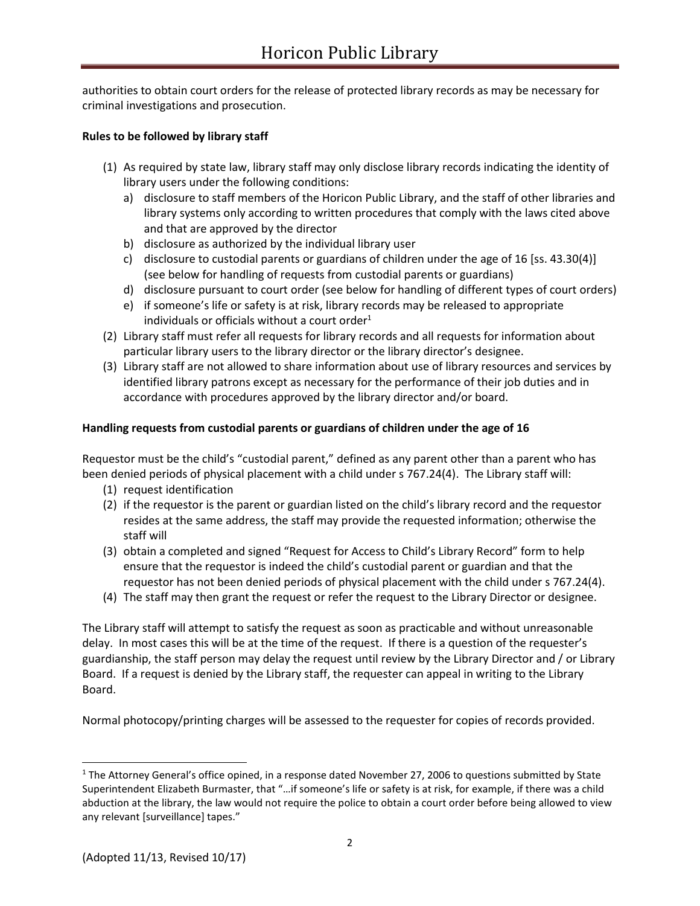authorities to obtain court orders for the release of protected library records as may be necessary for criminal investigations and prosecution.

**Rules to be followed by library staff**

(1) As required by state law, library staff may only disclose library records indicating the identity of library users under the following conditions:
   a) disclosure to staff members of the Horicon Public Library, and the staff of other libraries and library systems only according to written procedures that comply with the laws cited above and that are approved by the director
   b) disclosure as authorized by the individual library user
   c) disclosure to custodial parents or guardians of children under the age of 16 [ss. 43.30(4)] (see below for handling of requests from custodial parents or guardians)
   d) disclosure pursuant to court order (see below for handling of different types of court orders)
   e) if someone's life or safety is at risk, library records may be released to appropriate individuals or officials without a court order[1]

(2) Library staff must refer all requests for library records and all requests for information about particular library users to the library director or the library director's designee.

(3) Library staff are not allowed to share information about use of library resources and services by identified library patrons except as necessary for the performance of their job duties and in accordance with procedures approved by the library director and/or board.

**Handling requests from custodial parents or guardians of children under the age of 16**

Requestor must be the child's "custodial parent," defined as any parent other than a parent who has been denied periods of physical placement with a child under s 767.24(4). The Library staff will:

(1) request identification
(2) if the requestor is the parent or guardian listed on the child's library record and the requestor resides at the same address, the staff may provide the requested information; otherwise the staff will
(3) obtain a completed and signed "Request for Access to Child's Library Record" form to help ensure that the requestor is indeed the child's custodial parent or guardian and that the requestor has not been denied periods of physical placement with the child under s 767.24(4).
(4) The staff may then grant the request or refer the request to the Library Director or designee.

The Library staff will attempt to satisfy the request as soon as practicable and without unreasonable delay. In most cases this will be at the time of the request. If there is a question of the requester's guardianship, the staff person may delay the request until review by the Library Director and / or Library Board. If a request is denied by the Library staff, the requester can appeal in writing to the Library Board.

Normal photocopy/printing charges will be assessed to the requester for copies of records provided.

---

[1] The Attorney General's office opined, in a response dated November 27, 2006 to questions submitted by State Superintendent Elizabeth Burmaster, that "…if someone's life or safety is at risk, for example, if there was a child abduction at the library, the law would not require the police to obtain a court order before being allowed to view any relevant [surveillance] tapes."

(Adopted 11/13, Revised 10/17)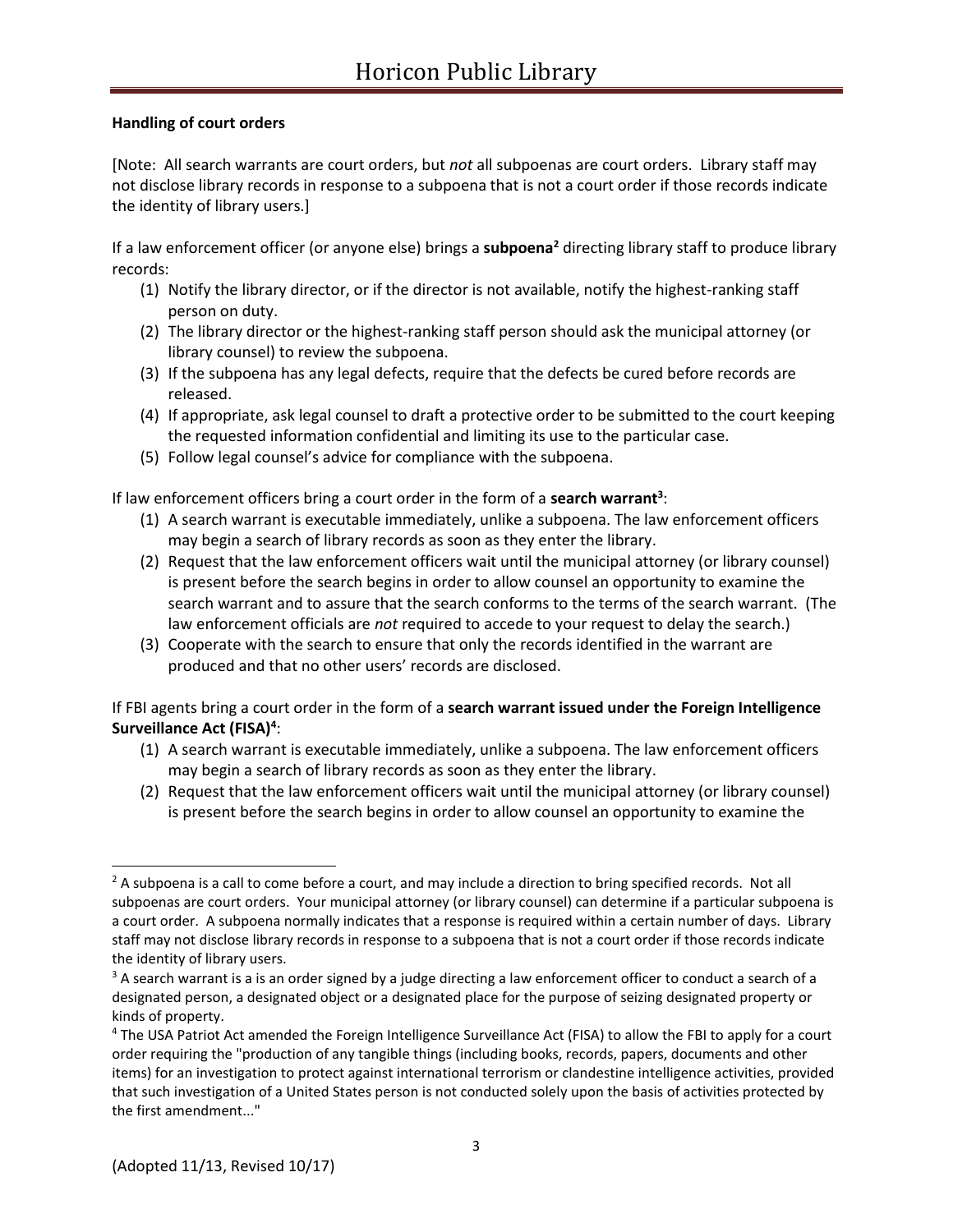**Handling of court orders**

[Note: All search warrants are court orders, but *not* all subpoenas are court orders. Library staff may not disclose library records in response to a subpoena that is not a court order if those records indicate the identity of library users.]

If a law enforcement officer (or anyone else) brings a **subpoena**[2] directing library staff to produce library records:

(1) Notify the library director, or if the director is not available, notify the highest-ranking staff person on duty.
(2) The library director or the highest-ranking staff person should ask the municipal attorney (or library counsel) to review the subpoena.
(3) If the subpoena has any legal defects, require that the defects be cured before records are released.
(4) If appropriate, ask legal counsel to draft a protective order to be submitted to the court keeping the requested information confidential and limiting its use to the particular case.
(5) Follow legal counsel's advice for compliance with the subpoena.

If law enforcement officers bring a court order in the form of a **search warrant**[3]:

(1) A search warrant is executable immediately, unlike a subpoena. The law enforcement officers may begin a search of library records as soon as they enter the library.
(2) Request that the law enforcement officers wait until the municipal attorney (or library counsel) is present before the search begins in order to allow counsel an opportunity to examine the search warrant and to assure that the search conforms to the terms of the search warrant. (The law enforcement officials are *not* required to accede to your request to delay the search.)
(3) Cooperate with the search to ensure that only the records identified in the warrant are produced and that no other users' records are disclosed.

If FBI agents bring a court order in the form of a **search warrant issued under the Foreign Intelligence Surveillance Act (FISA)**[4]:

(1) A search warrant is executable immediately, unlike a subpoena. The law enforcement officers may begin a search of library records as soon as they enter the library.
(2) Request that the law enforcement officers wait until the municipal attorney (or library counsel) is present before the search begins in order to allow counsel an opportunity to examine the

---

[2] A subpoena is a call to come before a court, and may include a direction to bring specified records. Not all subpoenas are court orders. Your municipal attorney (or library counsel) can determine if a particular subpoena is a court order. A subpoena normally indicates that a response is required within a certain number of days. Library staff may not disclose library records in response to a subpoena that is not a court order if those records indicate the identity of library users.

[3] A search warrant is a is an order signed by a judge directing a law enforcement officer to conduct a search of a designated person, a designated object or a designated place for the purpose of seizing designated property or kinds of property.

[4] The USA Patriot Act amended the Foreign Intelligence Surveillance Act (FISA) to allow the FBI to apply for a court order requiring the "production of any tangible things (including books, records, papers, documents and other items) for an investigation to protect against international terrorism or clandestine intelligence activities, provided that such investigation of a United States person is not conducted solely upon the basis of activities protected by the first amendment..."

(Adopted 11/13, Revised 10/17)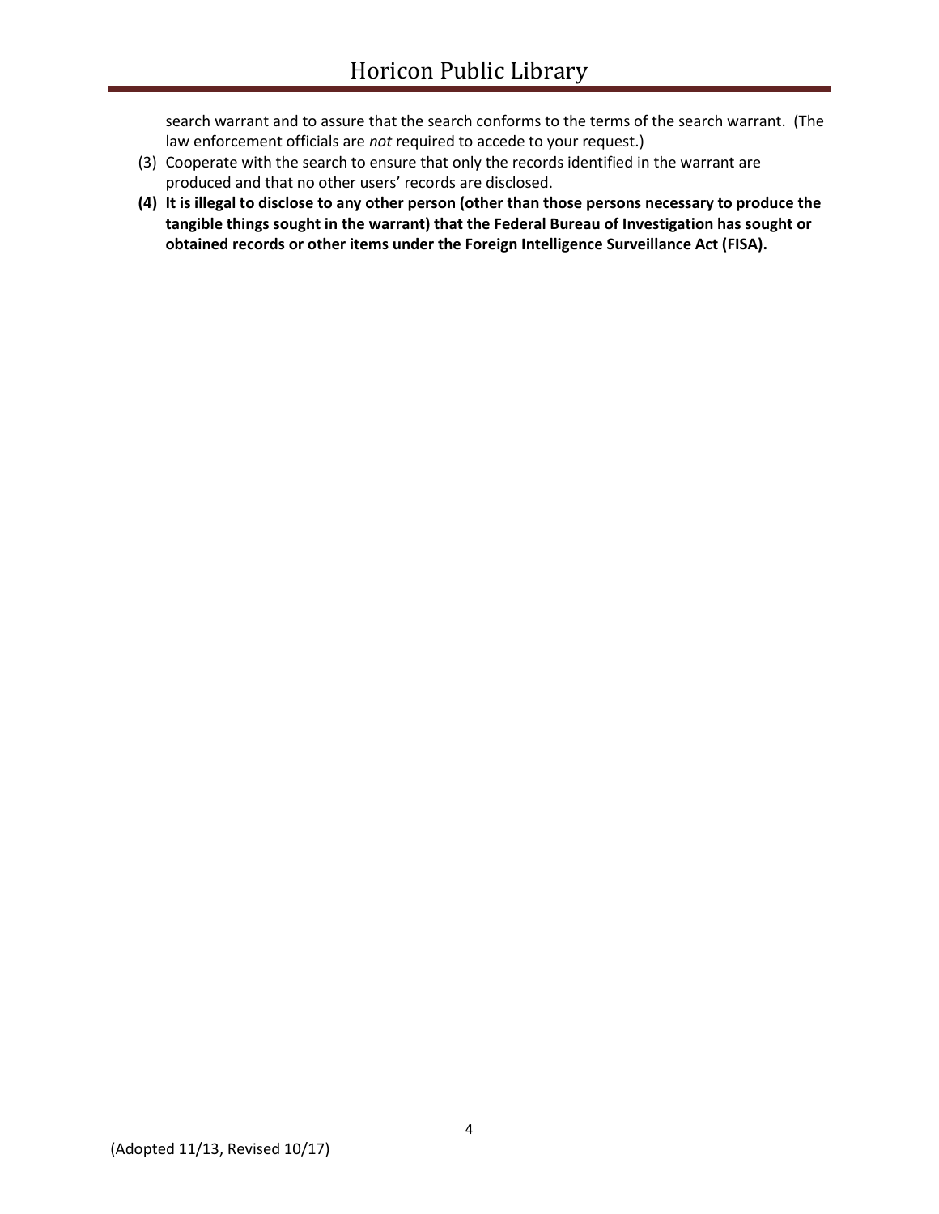search warrant and to assure that the search conforms to the terms of the search warrant. (The law enforcement officials are *not* required to accede to your request.)

(3) Cooperate with the search to ensure that only the records identified in the warrant are produced and that no other users' records are disclosed.

**(4) It is illegal to disclose to any other person (other than those persons necessary to produce the tangible things sought in the warrant) that the Federal Bureau of Investigation has sought or obtained records or other items under the Foreign Intelligence Surveillance Act (FISA).**

(Adopted 11/13, Revised 10/17)